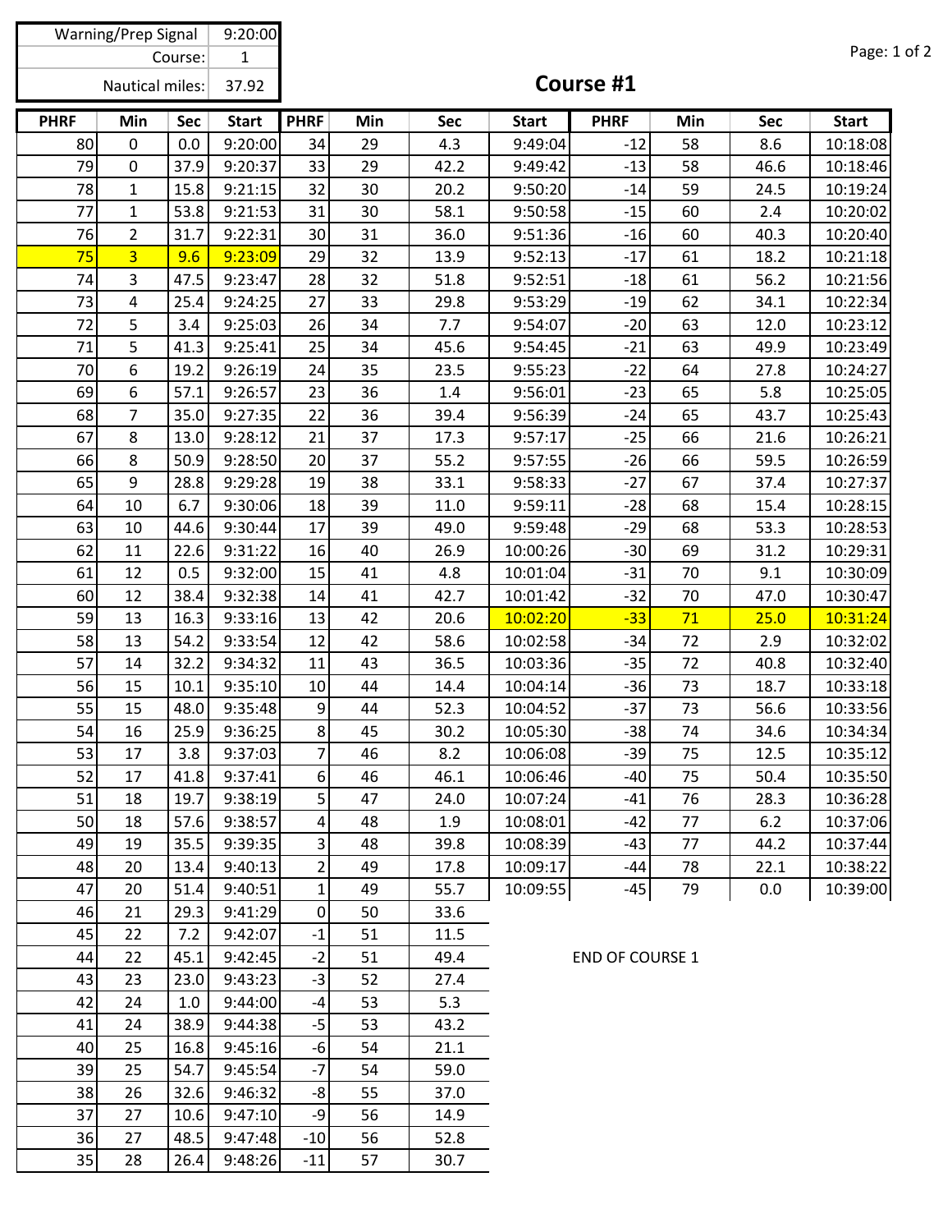| Warning/Prep Signal | 9:20:00 |
|---|---|
| Course: | 1 |
| Nautical miles: | 37.92 |

# Course #1

| PHRF | Min | Sec | Start | PHRF | Min | Sec | Start | PHRF | Min | Sec | Start |
|---|---|---|---|---|---|---|---|---|---|---|---|
| 80 | 0 | 0.0 | 9:20:00 | 34 | 29 | 4.3 | 9:49:04 | -12 | 58 | 8.6 | 10:18:08 |
| 79 | 0 | 37.9 | 9:20:37 | 33 | 29 | 42.2 | 9:49:42 | -13 | 58 | 46.6 | 10:18:46 |
| 78 | 1 | 15.8 | 9:21:15 | 32 | 30 | 20.2 | 9:50:20 | -14 | 59 | 24.5 | 10:19:24 |
| 77 | 1 | 53.8 | 9:21:53 | 31 | 30 | 58.1 | 9:50:58 | -15 | 60 | 2.4 | 10:20:02 |
| 76 | 2 | 31.7 | 9:22:31 | 30 | 31 | 36.0 | 9:51:36 | -16 | 60 | 40.3 | 10:20:40 |
| 75 | 3 | 9.6 | 9:23:09 | 29 | 32 | 13.9 | 9:52:13 | -17 | 61 | 18.2 | 10:21:18 |
| 74 | 3 | 47.5 | 9:23:47 | 28 | 32 | 51.8 | 9:52:51 | -18 | 61 | 56.2 | 10:21:56 |
| 73 | 4 | 25.4 | 9:24:25 | 27 | 33 | 29.8 | 9:53:29 | -19 | 62 | 34.1 | 10:22:34 |
| 72 | 5 | 3.4 | 9:25:03 | 26 | 34 | 7.7 | 9:54:07 | -20 | 63 | 12.0 | 10:23:12 |
| 71 | 5 | 41.3 | 9:25:41 | 25 | 34 | 45.6 | 9:54:45 | -21 | 63 | 49.9 | 10:23:49 |
| 70 | 6 | 19.2 | 9:26:19 | 24 | 35 | 23.5 | 9:55:23 | -22 | 64 | 27.8 | 10:24:27 |
| 69 | 6 | 57.1 | 9:26:57 | 23 | 36 | 1.4 | 9:56:01 | -23 | 65 | 5.8 | 10:25:05 |
| 68 | 7 | 35.0 | 9:27:35 | 22 | 36 | 39.4 | 9:56:39 | -24 | 65 | 43.7 | 10:25:43 |
| 67 | 8 | 13.0 | 9:28:12 | 21 | 37 | 17.3 | 9:57:17 | -25 | 66 | 21.6 | 10:26:21 |
| 66 | 8 | 50.9 | 9:28:50 | 20 | 37 | 55.2 | 9:57:55 | -26 | 66 | 59.5 | 10:26:59 |
| 65 | 9 | 28.8 | 9:29:28 | 19 | 38 | 33.1 | 9:58:33 | -27 | 67 | 37.4 | 10:27:37 |
| 64 | 10 | 6.7 | 9:30:06 | 18 | 39 | 11.0 | 9:59:11 | -28 | 68 | 15.4 | 10:28:15 |
| 63 | 10 | 44.6 | 9:30:44 | 17 | 39 | 49.0 | 9:59:48 | -29 | 68 | 53.3 | 10:28:53 |
| 62 | 11 | 22.6 | 9:31:22 | 16 | 40 | 26.9 | 10:00:26 | -30 | 69 | 31.2 | 10:29:31 |
| 61 | 12 | 0.5 | 9:32:00 | 15 | 41 | 4.8 | 10:01:04 | -31 | 70 | 9.1 | 10:30:09 |
| 60 | 12 | 38.4 | 9:32:38 | 14 | 41 | 42.7 | 10:01:42 | -32 | 70 | 47.0 | 10:30:47 |
| 59 | 13 | 16.3 | 9:33:16 | 13 | 42 | 20.6 | 10:02:20 | -33 | 71 | 25.0 | 10:31:24 |
| 58 | 13 | 54.2 | 9:33:54 | 12 | 42 | 58.6 | 10:02:58 | -34 | 72 | 2.9 | 10:32:02 |
| 57 | 14 | 32.2 | 9:34:32 | 11 | 43 | 36.5 | 10:03:36 | -35 | 72 | 40.8 | 10:32:40 |
| 56 | 15 | 10.1 | 9:35:10 | 10 | 44 | 14.4 | 10:04:14 | -36 | 73 | 18.7 | 10:33:18 |
| 55 | 15 | 48.0 | 9:35:48 | 9 | 44 | 52.3 | 10:04:52 | -37 | 73 | 56.6 | 10:33:56 |
| 54 | 16 | 25.9 | 9:36:25 | 8 | 45 | 30.2 | 10:05:30 | -38 | 74 | 34.6 | 10:34:34 |
| 53 | 17 | 3.8 | 9:37:03 | 7 | 46 | 8.2 | 10:06:08 | -39 | 75 | 12.5 | 10:35:12 |
| 52 | 17 | 41.8 | 9:37:41 | 6 | 46 | 46.1 | 10:06:46 | -40 | 75 | 50.4 | 10:35:50 |
| 51 | 18 | 19.7 | 9:38:19 | 5 | 47 | 24.0 | 10:07:24 | -41 | 76 | 28.3 | 10:36:28 |
| 50 | 18 | 57.6 | 9:38:57 | 4 | 48 | 1.9 | 10:08:01 | -42 | 77 | 6.2 | 10:37:06 |
| 49 | 19 | 35.5 | 9:39:35 | 3 | 48 | 39.8 | 10:08:39 | -43 | 77 | 44.2 | 10:37:44 |
| 48 | 20 | 13.4 | 9:40:13 | 2 | 49 | 17.8 | 10:09:17 | -44 | 78 | 22.1 | 10:38:22 |
| 47 | 20 | 51.4 | 9:40:51 | 1 | 49 | 55.7 | 10:09:55 | -45 | 79 | 0.0 | 10:39:00 |
| 46 | 21 | 29.3 | 9:41:29 | 0 | 50 | 33.6 | | | | | |
| 45 | 22 | 7.2 | 9:42:07 | -1 | 51 | 11.5 | | | | | |
| 44 | 22 | 45.1 | 9:42:45 | -2 | 51 | 49.4 | | | | | |
| 43 | 23 | 23.0 | 9:43:23 | -3 | 52 | 27.4 | | | | | |
| 42 | 24 | 1.0 | 9:44:00 | -4 | 53 | 5.3 | | | | | |
| 41 | 24 | 38.9 | 9:44:38 | -5 | 53 | 43.2 | | | | | |
| 40 | 25 | 16.8 | 9:45:16 | -6 | 54 | 21.1 | | | | | |
| 39 | 25 | 54.7 | 9:45:54 | -7 | 54 | 59.0 | | | | | |
| 38 | 26 | 32.6 | 9:46:32 | -8 | 55 | 37.0 | | | | | |
| 37 | 27 | 10.6 | 9:47:10 | -9 | 56 | 14.9 | | | | | |
| 36 | 27 | 48.5 | 9:47:48 | -10 | 56 | 52.8 | | | | | |
| 35 | 28 | 26.4 | 9:48:26 | -11 | 57 | 30.7 | | | | | |

END OF COURSE 1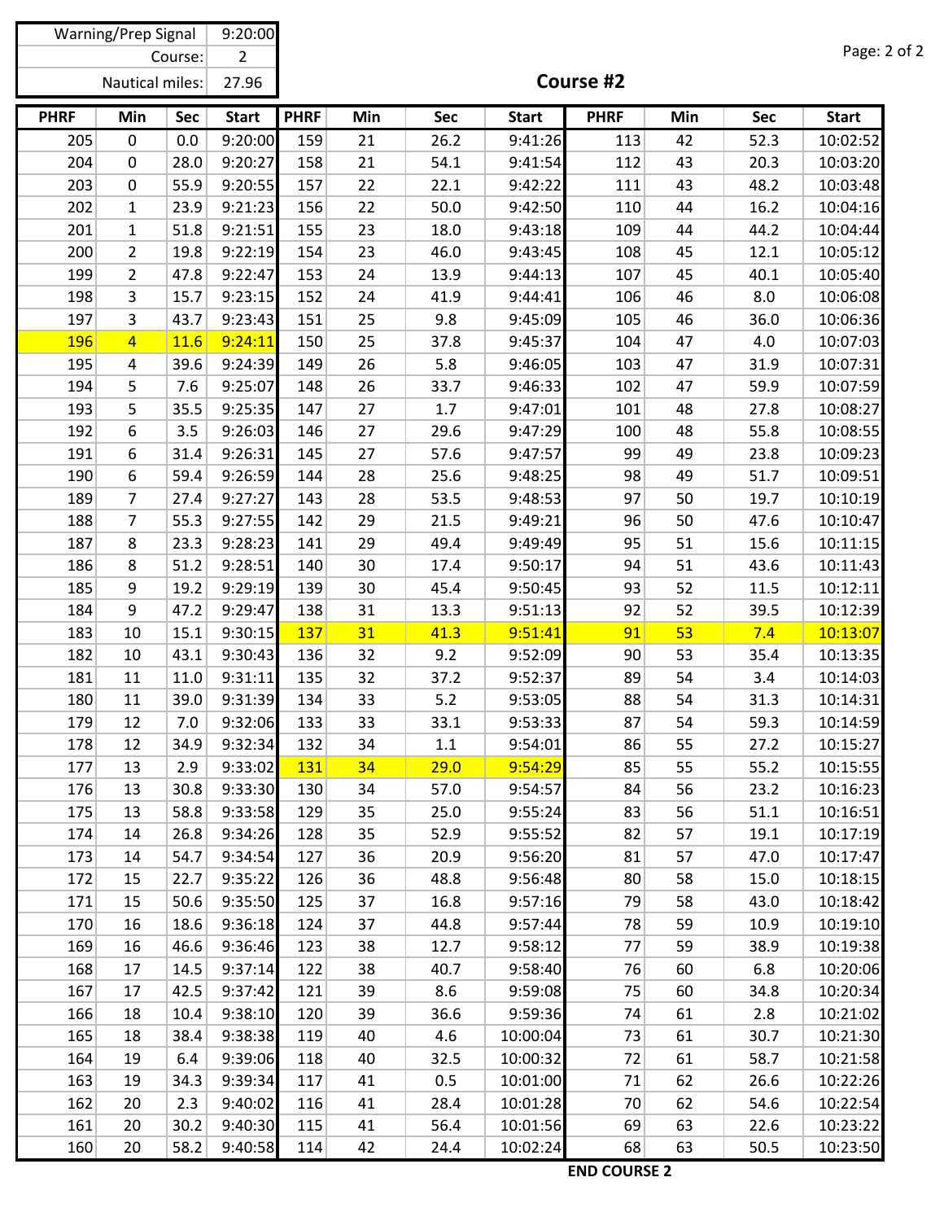| Warning/Prep Signal | 9:20:00 |
|---|---|
| Course: | 2 |
| Nautical miles: | 27.96 |

## Course #2

| PHRF | Min | Sec | Start | PHRF | Min | Sec | Start | PHRF | Min | Sec | Start |
|---|---|---|---|---|---|---|---|---|---|---|---|
| 205 | 0 | 0.0 | 9:20:00 | 159 | 21 | 26.2 | 9:41:26 | 113 | 42 | 52.3 | 10:02:52 |
| 204 | 0 | 28.0 | 9:20:27 | 158 | 21 | 54.1 | 9:41:54 | 112 | 43 | 20.3 | 10:03:20 |
| 203 | 0 | 55.9 | 9:20:55 | 157 | 22 | 22.1 | 9:42:22 | 111 | 43 | 48.2 | 10:03:48 |
| 202 | 1 | 23.9 | 9:21:23 | 156 | 22 | 50.0 | 9:42:50 | 110 | 44 | 16.2 | 10:04:16 |
| 201 | 1 | 51.8 | 9:21:51 | 155 | 23 | 18.0 | 9:43:18 | 109 | 44 | 44.2 | 10:04:44 |
| 200 | 2 | 19.8 | 9:22:19 | 154 | 23 | 46.0 | 9:43:45 | 108 | 45 | 12.1 | 10:05:12 |
| 199 | 2 | 47.8 | 9:22:47 | 153 | 24 | 13.9 | 9:44:13 | 107 | 45 | 40.1 | 10:05:40 |
| 198 | 3 | 15.7 | 9:23:15 | 152 | 24 | 41.9 | 9:44:41 | 106 | 46 | 8.0 | 10:06:08 |
| 197 | 3 | 43.7 | 9:23:43 | 151 | 25 | 9.8 | 9:45:09 | 105 | 46 | 36.0 | 10:06:36 |
| 196 | 4 | 11.6 | 9:24:11 | 150 | 25 | 37.8 | 9:45:37 | 104 | 47 | 4.0 | 10:07:03 |
| 195 | 4 | 39.6 | 9:24:39 | 149 | 26 | 5.8 | 9:46:05 | 103 | 47 | 31.9 | 10:07:31 |
| 194 | 5 | 7.6 | 9:25:07 | 148 | 26 | 33.7 | 9:46:33 | 102 | 47 | 59.9 | 10:07:59 |
| 193 | 5 | 35.5 | 9:25:35 | 147 | 27 | 1.7 | 9:47:01 | 101 | 48 | 27.8 | 10:08:27 |
| 192 | 6 | 3.5 | 9:26:03 | 146 | 27 | 29.6 | 9:47:29 | 100 | 48 | 55.8 | 10:08:55 |
| 191 | 6 | 31.4 | 9:26:31 | 145 | 27 | 57.6 | 9:47:57 | 99 | 49 | 23.8 | 10:09:23 |
| 190 | 6 | 59.4 | 9:26:59 | 144 | 28 | 25.6 | 9:48:25 | 98 | 49 | 51.7 | 10:09:51 |
| 189 | 7 | 27.4 | 9:27:27 | 143 | 28 | 53.5 | 9:48:53 | 97 | 50 | 19.7 | 10:10:19 |
| 188 | 7 | 55.3 | 9:27:55 | 142 | 29 | 21.5 | 9:49:21 | 96 | 50 | 47.6 | 10:10:47 |
| 187 | 8 | 23.3 | 9:28:23 | 141 | 29 | 49.4 | 9:49:49 | 95 | 51 | 15.6 | 10:11:15 |
| 186 | 8 | 51.2 | 9:28:51 | 140 | 30 | 17.4 | 9:50:17 | 94 | 51 | 43.6 | 10:11:43 |
| 185 | 9 | 19.2 | 9:29:19 | 139 | 30 | 45.4 | 9:50:45 | 93 | 52 | 11.5 | 10:12:11 |
| 184 | 9 | 47.2 | 9:29:47 | 138 | 31 | 13.3 | 9:51:13 | 92 | 52 | 39.5 | 10:12:39 |
| 183 | 10 | 15.1 | 9:30:15 | 137 | 31 | 41.3 | 9:51:41 | 91 | 53 | 7.4 | 10:13:07 |
| 182 | 10 | 43.1 | 9:30:43 | 136 | 32 | 9.2 | 9:52:09 | 90 | 53 | 35.4 | 10:13:35 |
| 181 | 11 | 11.0 | 9:31:11 | 135 | 32 | 37.2 | 9:52:37 | 89 | 54 | 3.4 | 10:14:03 |
| 180 | 11 | 39.0 | 9:31:39 | 134 | 33 | 5.2 | 9:53:05 | 88 | 54 | 31.3 | 10:14:31 |
| 179 | 12 | 7.0 | 9:32:06 | 133 | 33 | 33.1 | 9:53:33 | 87 | 54 | 59.3 | 10:14:59 |
| 178 | 12 | 34.9 | 9:32:34 | 132 | 34 | 1.1 | 9:54:01 | 86 | 55 | 27.2 | 10:15:27 |
| 177 | 13 | 2.9 | 9:33:02 | 131 | 34 | 29.0 | 9:54:29 | 85 | 55 | 55.2 | 10:15:55 |
| 176 | 13 | 30.8 | 9:33:30 | 130 | 34 | 57.0 | 9:54:57 | 84 | 56 | 23.2 | 10:16:23 |
| 175 | 13 | 58.8 | 9:33:58 | 129 | 35 | 25.0 | 9:55:24 | 83 | 56 | 51.1 | 10:16:51 |
| 174 | 14 | 26.8 | 9:34:26 | 128 | 35 | 52.9 | 9:55:52 | 82 | 57 | 19.1 | 10:17:19 |
| 173 | 14 | 54.7 | 9:34:54 | 127 | 36 | 20.9 | 9:56:20 | 81 | 57 | 47.0 | 10:17:47 |
| 172 | 15 | 22.7 | 9:35:22 | 126 | 36 | 48.8 | 9:56:48 | 80 | 58 | 15.0 | 10:18:15 |
| 171 | 15 | 50.6 | 9:35:50 | 125 | 37 | 16.8 | 9:57:16 | 79 | 58 | 43.0 | 10:18:42 |
| 170 | 16 | 18.6 | 9:36:18 | 124 | 37 | 44.8 | 9:57:44 | 78 | 59 | 10.9 | 10:19:10 |
| 169 | 16 | 46.6 | 9:36:46 | 123 | 38 | 12.7 | 9:58:12 | 77 | 59 | 38.9 | 10:19:38 |
| 168 | 17 | 14.5 | 9:37:14 | 122 | 38 | 40.7 | 9:58:40 | 76 | 60 | 6.8 | 10:20:06 |
| 167 | 17 | 42.5 | 9:37:42 | 121 | 39 | 8.6 | 9:59:08 | 75 | 60 | 34.8 | 10:20:34 |
| 166 | 18 | 10.4 | 9:38:10 | 120 | 39 | 36.6 | 9:59:36 | 74 | 61 | 2.8 | 10:21:02 |
| 165 | 18 | 38.4 | 9:38:38 | 119 | 40 | 4.6 | 10:00:04 | 73 | 61 | 30.7 | 10:21:30 |
| 164 | 19 | 6.4 | 9:39:06 | 118 | 40 | 32.5 | 10:00:32 | 72 | 61 | 58.7 | 10:21:58 |
| 163 | 19 | 34.3 | 9:39:34 | 117 | 41 | 0.5 | 10:01:00 | 71 | 62 | 26.6 | 10:22:26 |
| 162 | 20 | 2.3 | 9:40:02 | 116 | 41 | 28.4 | 10:01:28 | 70 | 62 | 54.6 | 10:22:54 |
| 161 | 20 | 30.2 | 9:40:30 | 115 | 41 | 56.4 | 10:01:56 | 69 | 63 | 22.6 | 10:23:22 |
| 160 | 20 | 58.2 | 9:40:58 | 114 | 42 | 24.4 | 10:02:24 | 68 | 63 | 50.5 | 10:23:50 |

**END COURSE 2**